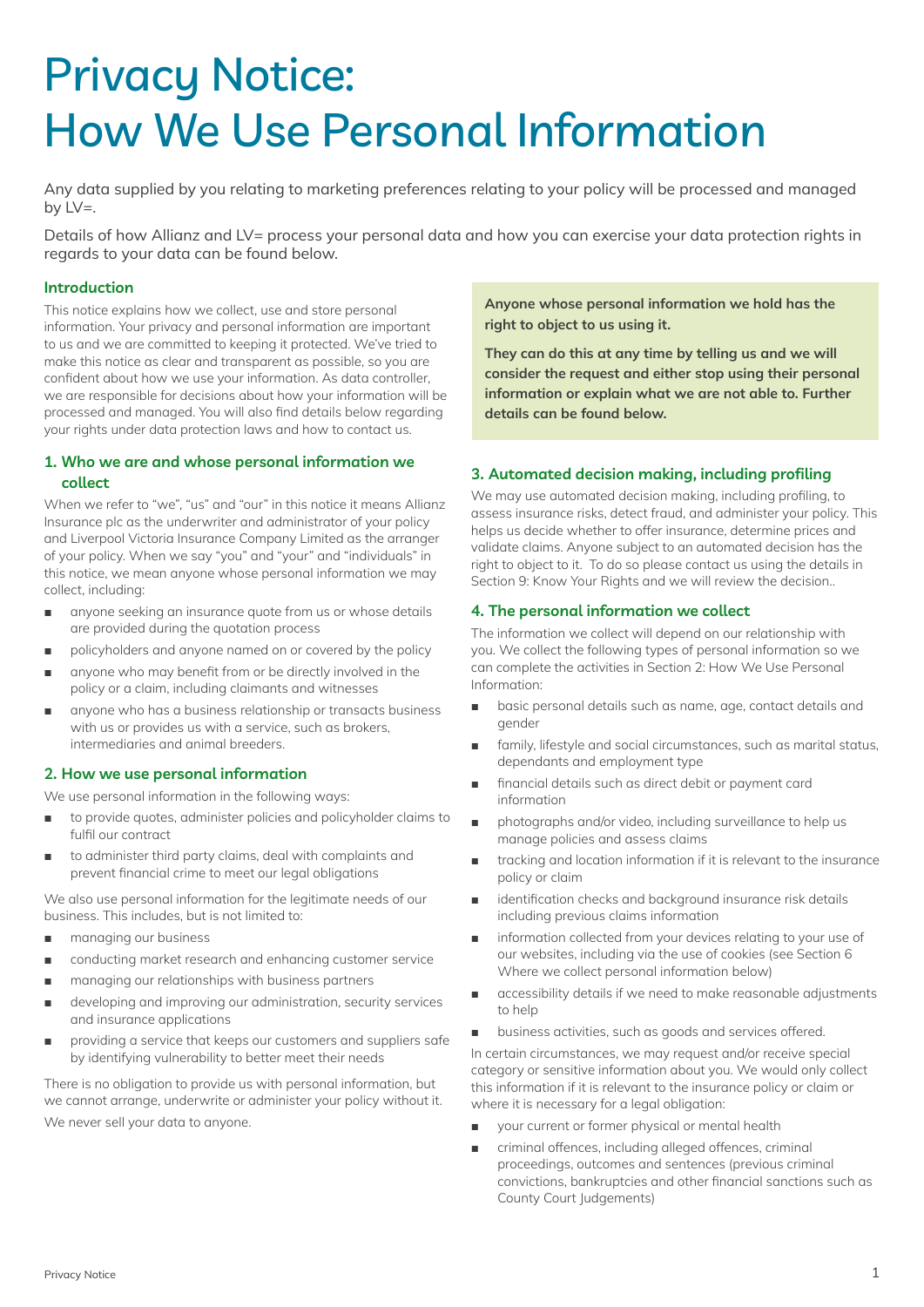# Privacy Notice: How We Use Personal Information

Any data supplied by you relating to marketing preferences relating to your policy will be processed and managed by LV=.

Details of how Allianz and LV= process your personal data and how you can exercise your data protection rights in regards to your data can be found below.

### Introduction

This notice explains how we collect, use and store personal information. Your privacy and personal information are important to us and we are committed to keeping it protected. We've tried to make this notice as clear and transparent as possible, so you are confident about how we use your information. As data controller, we are responsible for decisions about how your information will be processed and managed. You will also find details below regarding your rights under data protection laws and how to contact us.

### 1. Who we are and whose personal information we collect

When we refer to "we", "us" and "our" in this notice it means Allianz Insurance plc as the underwriter and administrator of your policy and Liverpool Victoria Insurance Company Limited as the arranger of your policy. When we say "you" and "your" and "individuals" in this notice, we mean anyone whose personal information we may collect, including:

- anyone seeking an insurance quote from us or whose details are provided during the quotation process
- policyholders and anyone named on or covered by the policy
- anyone who may benefit from or be directly involved in the policy or a claim, including claimants and witnesses
- anyone who has a business relationship or transacts business with us or provides us with a service, such as brokers, intermediaries and animal breeders.

### 2. How we use personal information

We use personal information in the following ways:

- to provide quotes, administer policies and policyholder claims to fulfil our contract
- to administer third party claims, deal with complaints and prevent financial crime to meet our legal obligations

We also use personal information for the legitimate needs of our business. This includes, but is not limited to:

- managing our business
- conducting market research and enhancing customer service
- managing our relationships with business partners
- developing and improving our administration, security services and insurance applications
- providing a service that keeps our customers and suppliers safe by identifying vulnerability to better meet their needs

There is no obligation to provide us with personal information, but we cannot arrange, underwrite or administer your policy without it.

We never sell your data to anyone.

**Anyone whose personal information we hold has the right to object to us using it.**

**They can do this at any time by telling us and we will consider the request and either stop using their personal information or explain what we are not able to. Further details can be found below.**

### 3. Automated decision making, including profiling

We may use automated decision making, including profiling, to assess insurance risks, detect fraud, and administer your policy. This helps us decide whether to offer insurance, determine prices and validate claims. Anyone subject to an automated decision has the right to object to it. To do so please contact us using the details in Section 9: Know Your Rights and we will review the decision..

### 4. The personal information we collect

The information we collect will depend on our relationship with you. We collect the following types of personal information so we can complete the activities in Section 2: How We Use Personal Information:

- basic personal details such as name, age, contact details and gender
- family, lifestyle and social circumstances, such as marital status, dependants and employment type
- financial details such as direct debit or payment card information
- photographs and/or video, including surveillance to help us manage policies and assess claims
- tracking and location information if it is relevant to the insurance policy or claim
- identification checks and background insurance risk details including previous claims information
- information collected from your devices relating to your use of our websites, including via the use of cookies (see Section 6 Where we collect personal information below)
- accessibility details if we need to make reasonable adjustments to help
- business activities, such as goods and services offered.

In certain circumstances, we may request and/or receive special category or sensitive information about you. We would only collect this information if it is relevant to the insurance policy or claim or where it is necessary for a legal obligation:

- your current or former physical or mental health
- criminal offences, including alleged offences, criminal proceedings, outcomes and sentences (previous criminal convictions, bankruptcies and other financial sanctions such as County Court Judgements)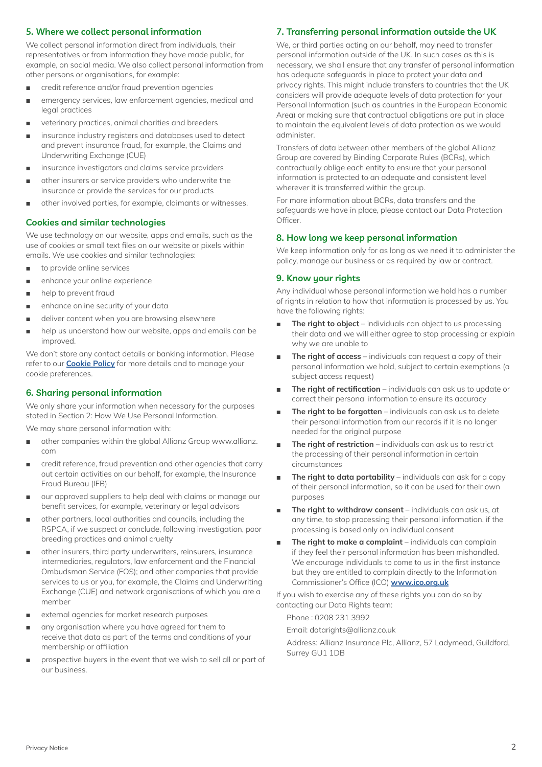## 5. Where we collect personal information

We collect personal information direct from individuals, their representatives or from information they have made public, for example, on social media. We also collect personal information from other persons or organisations, for example:

- credit reference and/or fraud prevention agencies
- emergency services, law enforcement agencies, medical and legal practices
- veterinary practices, animal charities and breeders
- insurance industry registers and databases used to detect and prevent insurance fraud, for example, the Claims and Underwriting Exchange (CUE)
- insurance investigators and claims service providers
- other insurers or service providers who underwrite the insurance or provide the services for our products
- other involved parties, for example, claimants or witnesses.

### Cookies and similar technologies

We use technology on our website, apps and emails, such as the use of cookies or small text files on our website or pixels within emails. We use cookies and similar technologies:

- to provide online services
- enhance your online experience
- help to prevent fraud
- enhance online security of your data
- deliver content when you are browsing elsewhere
- help us understand how our website, apps and emails can be improved.

We don't store any contact details or banking information. Please refer to our **Cookie Policy** for more details and to manage your cookie preferences.

## 6. Sharing personal information

We only share your information when necessary for the purposes stated in Section 2: How We Use Personal Information.

We may share personal information with:

- other companies within the global Allianz Group www.allianz.com
- credit reference, fraud prevention and other agencies that carry out certain activities on our behalf, for example, the Insurance Fraud Bureau (IFB)
- our approved suppliers to help deal with claims or manage our benefit services, for example, veterinary or legal advisors
- other partners, local authorities and councils, including the RSPCA, if we suspect or conclude, following investigation, poor breeding practices and animal cruelty
- other insurers, third party underwriters, reinsurers, insurance intermediaries, regulators, law enforcement and the Financial Ombudsman Service (FOS); and other companies that provide services to us or you, for example, the Claims and Underwriting Exchange (CUE) and network organisations of which you are a member
- external agencies for market research purposes
- any organisation where you have agreed for them to receive that data as part of the terms and conditions of your membership or affiliation
- prospective buyers in the event that we wish to sell all or part of our business.

## 7. Transferring personal information outside the UK

We, or third parties acting on our behalf, may need to transfer personal information outside of the UK. In such cases as this is necessary, we shall ensure that any transfer of personal information has adequate safeguards in place to protect your data and privacy rights. This might include transfers to countries that the UK considers will provide adequate levels of data protection for your Personal Information (such as countries in the European Economic Area) or making sure that contractual obligations are put in place to maintain the equivalent levels of data protection as we would administer.

Transfers of data between other members of the global Allianz Group are covered by Binding Corporate Rules (BCRs), which contractually oblige each entity to ensure that your personal information is protected to an adequate and consistent level wherever it is transferred within the group.

For more information about BCRs, data transfers and the safeguards we have in place, please contact our Data Protection Officer.

## 8. How long we keep personal information

We keep information only for as long as we need it to administer the policy, manage our business or as required by law or contract.

## 9. Know your rights

Any individual whose personal information we hold has a number of rights in relation to how that information is processed by us. You have the following rights:

- **The right to object** – individuals can object to us processing their data and we will either agree to stop processing or explain why we are unable to
- **The right of access** – individuals can request a copy of their personal information we hold, subject to certain exemptions (a subject access request)
- **The right of rectification** – individuals can ask us to update or correct their personal information to ensure its accuracy
- **The right to be forgotten** – individuals can ask us to delete their personal information from our records if it is no longer needed for the original purpose
- **The right of restriction** – individuals can ask us to restrict the processing of their personal information in certain circumstances
- **The right to data portability** – individuals can ask for a copy of their personal information, so it can be used for their own purposes
- **The right to withdraw consent** – individuals can ask us, at any time, to stop processing their personal information, if the processing is based only on individual consent
- **The right to make a complaint** – individuals can complain if they feel their personal information has been mishandled. We encourage individuals to come to us in the first instance but they are entitled to complain directly to the Information Commissioner's Office (ICO) **www.ico.org.uk**

If you wish to exercise any of these rights you can do so by contacting our Data Rights team:

Phone : 0208 231 3992

Email: datarights@allianz.co.uk

Address: Allianz Insurance Plc, Allianz, 57 Ladymead, Guildford, Surrey GU1 1DB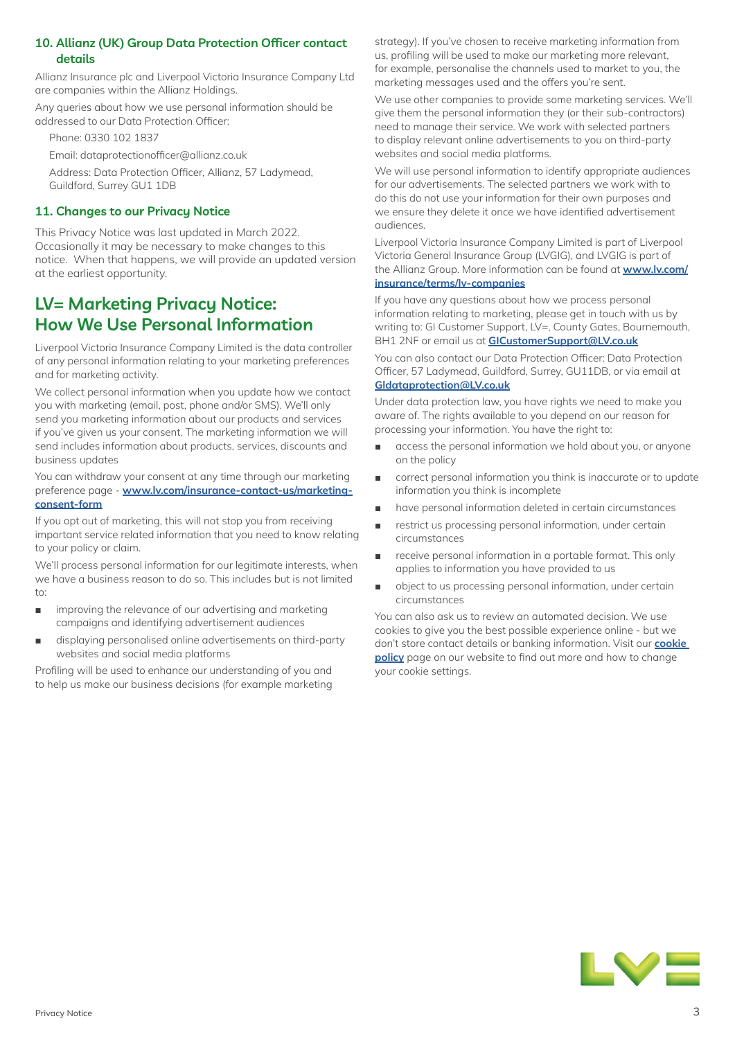### 10. Allianz (UK) Group Data Protection Officer contact details

Allianz Insurance plc and Liverpool Victoria Insurance Company Ltd are companies within the Allianz Holdings.

Any queries about how we use personal information should be addressed to our Data Protection Officer:

Phone: 0330 102 1837

Email: dataprotectionofficer@allianz.co.uk

Address: Data Protection Officer, Allianz, 57 Ladymead, Guildford, Surrey GU1 1DB

### 11. Changes to our Privacy Notice

This Privacy Notice was last updated in March 2022. Occasionally it may be necessary to make changes to this notice. When that happens, we will provide an updated version at the earliest opportunity.

## LV= Marketing Privacy Notice: How We Use Personal Information

Liverpool Victoria Insurance Company Limited is the data controller of any personal information relating to your marketing preferences and for marketing activity.

We collect personal information when you update how we contact you with marketing (email, post, phone and/or SMS). We'll only send you marketing information about our products and services if you've given us your consent. The marketing information we will send includes information about products, services, discounts and business updates

You can withdraw your consent at any time through our marketing preference page - **www.lv.com/insurance-contact-us/marketing-consent-form**

If you opt out of marketing, this will not stop you from receiving important service related information that you need to know relating to your policy or claim.

We'll process personal information for our legitimate interests, when we have a business reason to do so. This includes but is not limited to:

- improving the relevance of our advertising and marketing campaigns and identifying advertisement audiences
- displaying personalised online advertisements on third-party websites and social media platforms

Profiling will be used to enhance our understanding of you and to help us make our business decisions (for example marketing strategy). If you've chosen to receive marketing information from us, profiling will be used to make our marketing more relevant, for example, personalise the channels used to market to you, the marketing messages used and the offers you're sent.

We use other companies to provide some marketing services. We'll give them the personal information they (or their sub-contractors) need to manage their service. We work with selected partners to display relevant online advertisements to you on third-party websites and social media platforms.

We will use personal information to identify appropriate audiences for our advertisements. The selected partners we work with to do this do not use your information for their own purposes and we ensure they delete it once we have identified advertisement audiences.

Liverpool Victoria Insurance Company Limited is part of Liverpool Victoria General Insurance Group (LVGIG), and LVGIG is part of the Allianz Group. More information can be found at **www.lv.com/insurance/terms/lv-companies**

If you have any questions about how we process personal information relating to marketing, please get in touch with us by writing to: GI Customer Support, LV=, County Gates, Bournemouth, BH1 2NF or email us at **GICustomerSupport@LV.co.uk**

You can also contact our Data Protection Officer: Data Protection Officer, 57 Ladymead, Guildford, Surrey, GU11DB, or via email at **GIdataprotection@LV.co.uk**

Under data protection law, you have rights we need to make you aware of. The rights available to you depend on our reason for processing your information. You have the right to:

- access the personal information we hold about you, or anyone on the policy
- correct personal information you think is inaccurate or to update information you think is incomplete
- have personal information deleted in certain circumstances
- restrict us processing personal information, under certain circumstances
- receive personal information in a portable format. This only applies to information you have provided to us
- object to us processing personal information, under certain circumstances

You can also ask us to review an automated decision. We use cookies to give you the best possible experience online - but we don't store contact details or banking information. Visit our **cookie policy** page on our website to find out more and how to change your cookie settings.